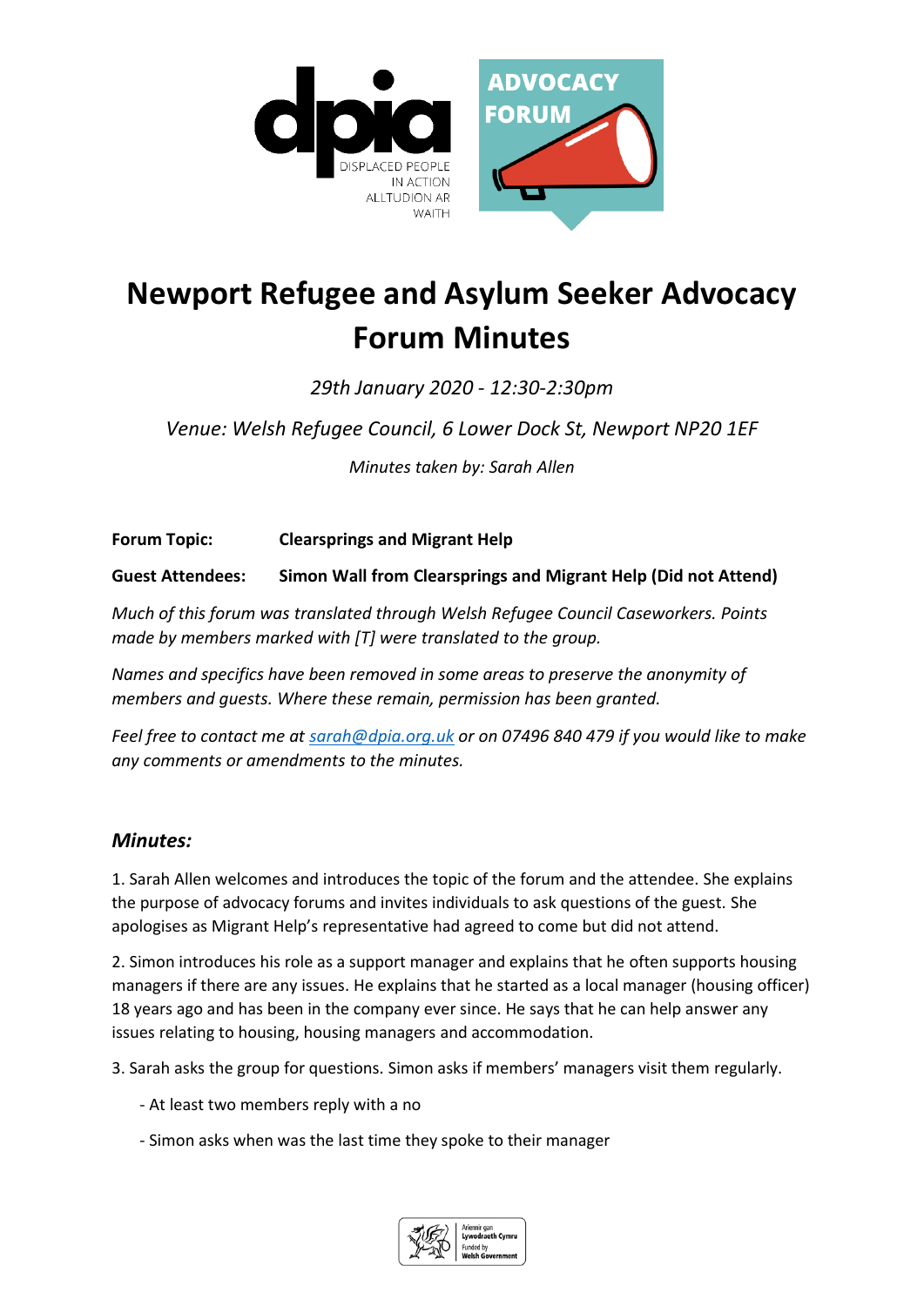# Newport Refugee and Asylum Seeker Advocacy Forum Minutes

*29th January 2020 - 12:30-2:30pm*

*Venue: Welsh Refugee Council, 6 Lower Dock St, Newport NP20 1EF*

*Minutes taken by: Sarah Allen*

**Forum Topic:** **Clearsprings and Migrant Help**

**Guest Attendees:** **Simon Wall from Clearsprings and Migrant Help (Did not Attend)**

*Much of this forum was translated through Welsh Refugee Council Caseworkers. Points made by members marked with [T] were translated to the group.*

*Names and specifics have been removed in some areas to preserve the anonymity of members and guests. Where these remain, permission has been granted.*

*Feel free to contact me at sarah@dpia.org.uk or on 07496 840 479 if you would like to make any comments or amendments to the minutes.*

## *Minutes:*

1. Sarah Allen welcomes and introduces the topic of the forum and the attendee. She explains the purpose of advocacy forums and invites individuals to ask questions of the guest. She apologises as Migrant Help's representative had agreed to come but did not attend.

2. Simon introduces his role as a support manager and explains that he often supports housing managers if there are any issues. He explains that he started as a local manager (housing officer) 18 years ago and has been in the company ever since. He says that he can help answer any issues relating to housing, housing managers and accommodation.

3. Sarah asks the group for questions. Simon asks if members' managers visit them regularly.

- At least two members reply with a no
- Simon asks when was the last time they spoke to their manager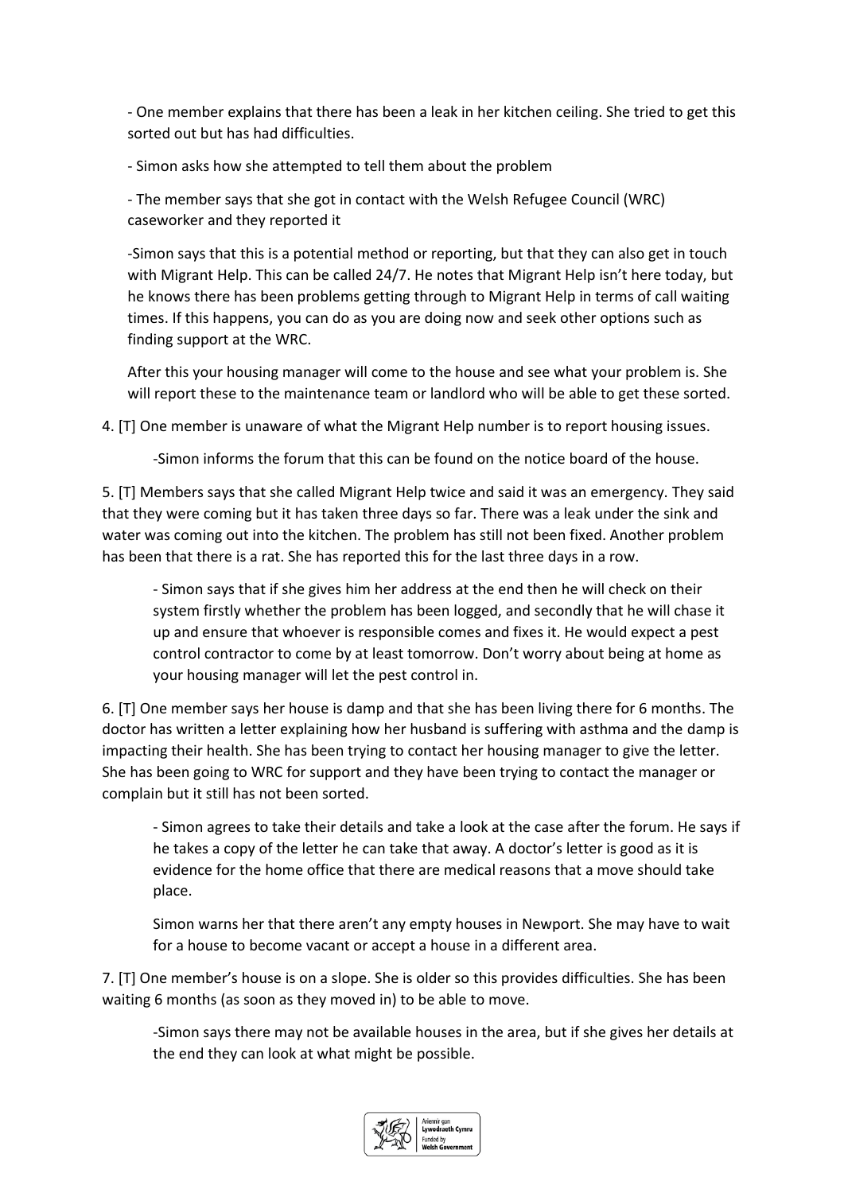- One member explains that there has been a leak in her kitchen ceiling. She tried to get this sorted out but has had difficulties.

- Simon asks how she attempted to tell them about the problem

- The member says that she got in contact with the Welsh Refugee Council (WRC) caseworker and they reported it

-Simon says that this is a potential method or reporting, but that they can also get in touch with Migrant Help. This can be called 24/7. He notes that Migrant Help isn't here today, but he knows there has been problems getting through to Migrant Help in terms of call waiting times. If this happens, you can do as you are doing now and seek other options such as finding support at the WRC.

After this your housing manager will come to the house and see what your problem is. She will report these to the maintenance team or landlord who will be able to get these sorted.

4. [T] One member is unaware of what the Migrant Help number is to report housing issues.

   -Simon informs the forum that this can be found on the notice board of the house.

5. [T] Members says that she called Migrant Help twice and said it was an emergency. They said that they were coming but it has taken three days so far. There was a leak under the sink and water was coming out into the kitchen. The problem has still not been fixed. Another problem has been that there is a rat. She has reported this for the last three days in a row.

   - Simon says that if she gives him her address at the end then he will check on their system firstly whether the problem has been logged, and secondly that he will chase it up and ensure that whoever is responsible comes and fixes it. He would expect a pest control contractor to come by at least tomorrow. Don't worry about being at home as your housing manager will let the pest control in.

6. [T] One member says her house is damp and that she has been living there for 6 months. The doctor has written a letter explaining how her husband is suffering with asthma and the damp is impacting their health. She has been trying to contact her housing manager to give the letter. She has been going to WRC for support and they have been trying to contact the manager or complain but it still has not been sorted.

   - Simon agrees to take their details and take a look at the case after the forum. He says if he takes a copy of the letter he can take that away. A doctor's letter is good as it is evidence for the home office that there are medical reasons that a move should take place.

   Simon warns her that there aren't any empty houses in Newport. She may have to wait for a house to become vacant or accept a house in a different area.

7. [T] One member's house is on a slope. She is older so this provides difficulties. She has been waiting 6 months (as soon as they moved in) to be able to move.

   -Simon says there may not be available houses in the area, but if she gives her details at the end they can look at what might be possible.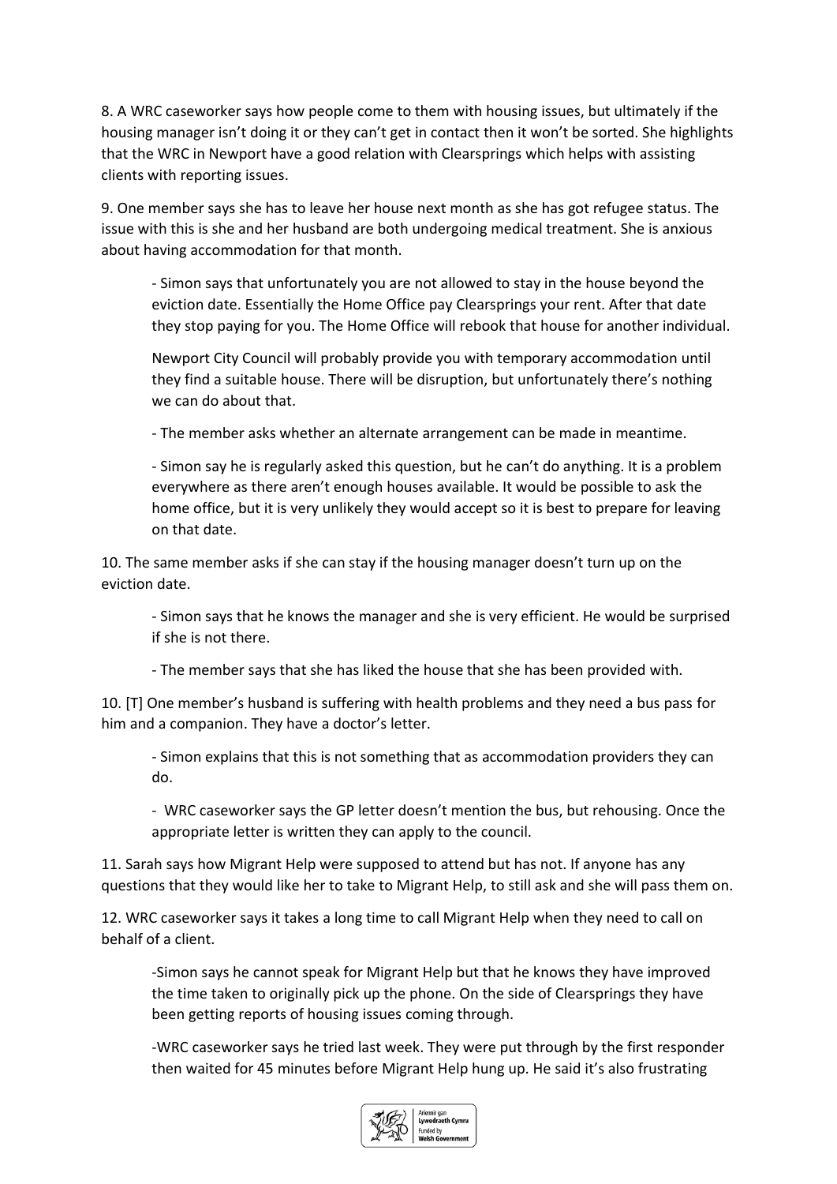8. A WRC caseworker says how people come to them with housing issues, but ultimately if the housing manager isn't doing it or they can't get in contact then it won't be sorted. She highlights that the WRC in Newport have a good relation with Clearsprings which helps with assisting clients with reporting issues.

9. One member says she has to leave her house next month as she has got refugee status. The issue with this is she and her husband are both undergoing medical treatment. She is anxious about having accommodation for that month.

> - Simon says that unfortunately you are not allowed to stay in the house beyond the eviction date. Essentially the Home Office pay Clearsprings your rent. After that date they stop paying for you. The Home Office will rebook that house for another individual.
>
> Newport City Council will probably provide you with temporary accommodation until they find a suitable house. There will be disruption, but unfortunately there's nothing we can do about that.
>
> - The member asks whether an alternate arrangement can be made in meantime.
>
> - Simon say he is regularly asked this question, but he can't do anything. It is a problem everywhere as there aren't enough houses available. It would be possible to ask the home office, but it is very unlikely they would accept so it is best to prepare for leaving on that date.

10. The same member asks if she can stay if the housing manager doesn't turn up on the eviction date.

> - Simon says that he knows the manager and she is very efficient. He would be surprised if she is not there.
>
> - The member says that she has liked the house that she has been provided with.

10. [T] One member's husband is suffering with health problems and they need a bus pass for him and a companion. They have a doctor's letter.

> - Simon explains that this is not something that as accommodation providers they can do.
>
> - WRC caseworker says the GP letter doesn't mention the bus, but rehousing. Once the appropriate letter is written they can apply to the council.

11. Sarah says how Migrant Help were supposed to attend but has not. If anyone has any questions that they would like her to take to Migrant Help, to still ask and she will pass them on.

12. WRC caseworker says it takes a long time to call Migrant Help when they need to call on behalf of a client.

> -Simon says he cannot speak for Migrant Help but that he knows they have improved the time taken to originally pick up the phone. On the side of Clearsprings they have been getting reports of housing issues coming through.
>
> -WRC caseworker says he tried last week. They were put through by the first responder then waited for 45 minutes before Migrant Help hung up. He said it's also frustrating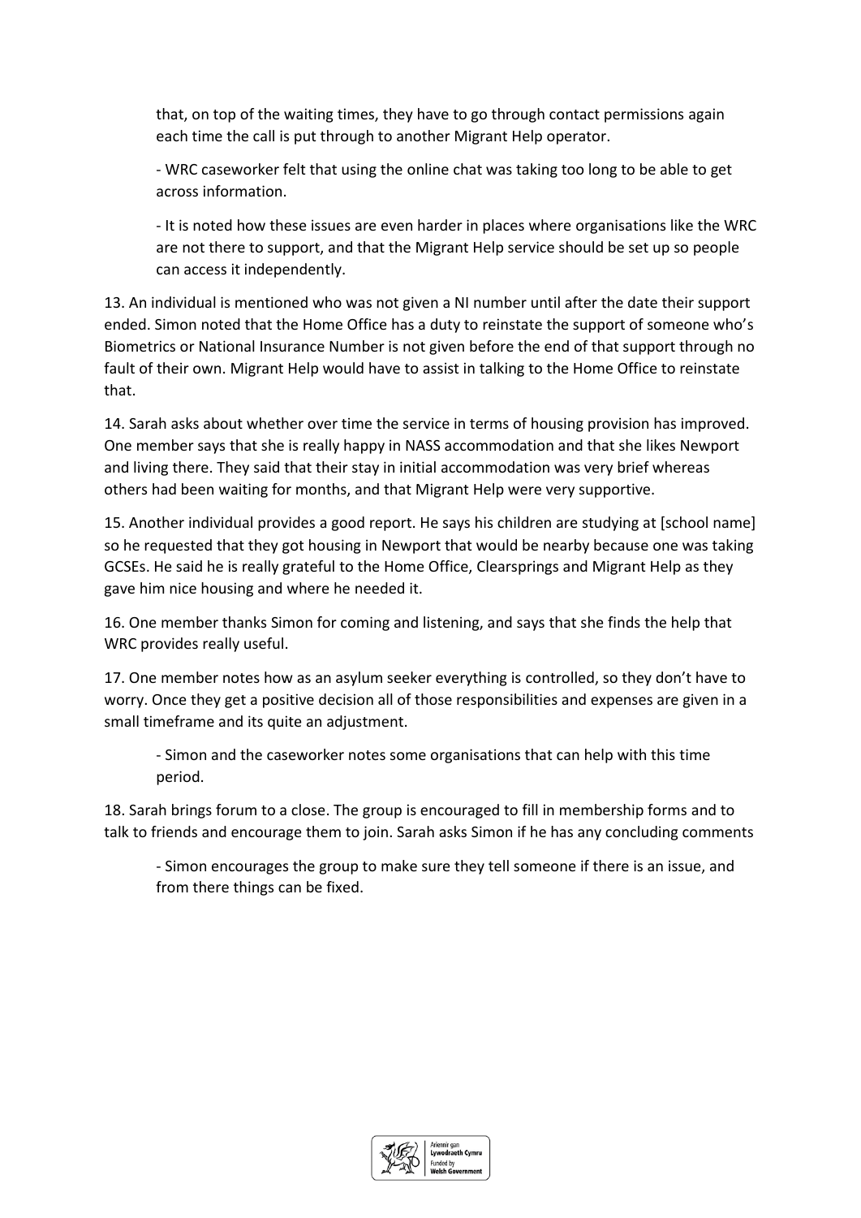that, on top of the waiting times, they have to go through contact permissions again each time the call is put through to another Migrant Help operator.

- WRC caseworker felt that using the online chat was taking too long to be able to get across information.

- It is noted how these issues are even harder in places where organisations like the WRC are not there to support, and that the Migrant Help service should be set up so people can access it independently.

13. An individual is mentioned who was not given a NI number until after the date their support ended. Simon noted that the Home Office has a duty to reinstate the support of someone who's Biometrics or National Insurance Number is not given before the end of that support through no fault of their own. Migrant Help would have to assist in talking to the Home Office to reinstate that.

14. Sarah asks about whether over time the service in terms of housing provision has improved. One member says that she is really happy in NASS accommodation and that she likes Newport and living there. They said that their stay in initial accommodation was very brief whereas others had been waiting for months, and that Migrant Help were very supportive.

15. Another individual provides a good report. He says his children are studying at [school name] so he requested that they got housing in Newport that would be nearby because one was taking GCSEs. He said he is really grateful to the Home Office, Clearsprings and Migrant Help as they gave him nice housing and where he needed it.

16. One member thanks Simon for coming and listening, and says that she finds the help that WRC provides really useful.

17. One member notes how as an asylum seeker everything is controlled, so they don't have to worry. Once they get a positive decision all of those responsibilities and expenses are given in a small timeframe and its quite an adjustment.

- Simon and the caseworker notes some organisations that can help with this time period.

18. Sarah brings forum to a close. The group is encouraged to fill in membership forms and to talk to friends and encourage them to join. Sarah asks Simon if he has any concluding comments

- Simon encourages the group to make sure they tell someone if there is an issue, and from there things can be fixed.

Ariennir gan Lywodraeth Cymru
Funded by Welsh Government